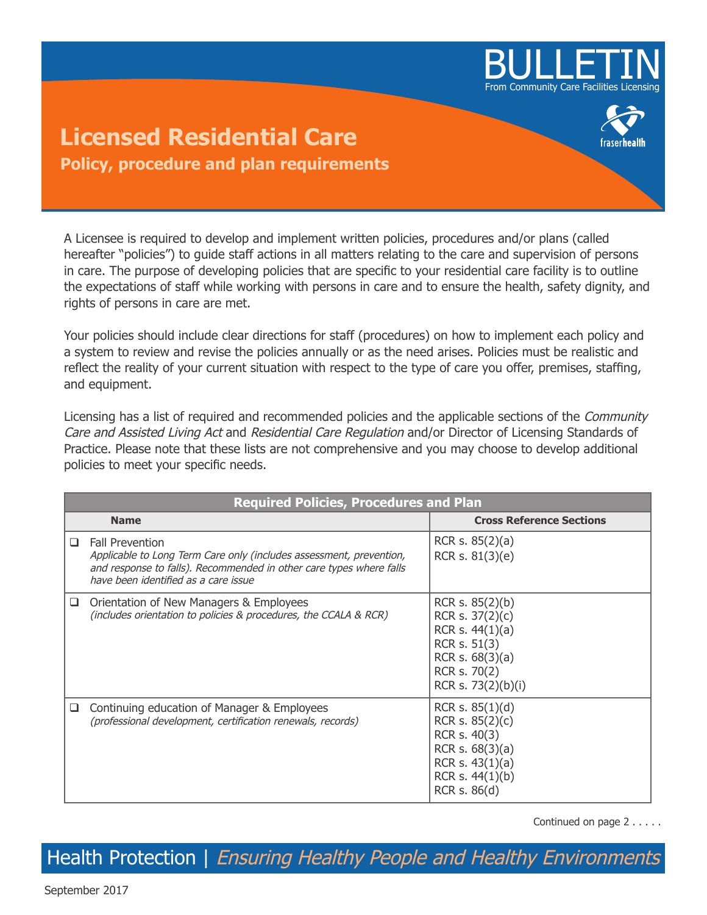# BULLETIN

From Community Care Facilities Licensing

# Licensed Residential Care

## Policy, procedure and plan requirements

A Licensee is required to develop and implement written policies, procedures and/or plans (called hereafter "policies") to guide staff actions in all matters relating to the care and supervision of persons in care. The purpose of developing policies that are specific to your residential care facility is to outline the expectations of staff while working with persons in care and to ensure the health, safety dignity, and rights of persons in care are met.

Your policies should include clear directions for staff (procedures) on how to implement each policy and a system to review and revise the policies annually or as the need arises. Policies must be realistic and reflect the reality of your current situation with respect to the type of care you offer, premises, staffing, and equipment.

Licensing has a list of required and recommended policies and the applicable sections of the *Community Care and Assisted Living Act* and *Residential Care Regulation* and/or Director of Licensing Standards of Practice. Please note that these lists are not comprehensive and you may choose to develop additional policies to meet your specific needs.

| Required Policies, Procedures and Plan | |
|---|---|
| **Name** | **Cross Reference Sections** |
| ❑ Fall Prevention<br>*Applicable to Long Term Care only (includes assessment, prevention, and response to falls). Recommended in other care types where falls have been identified as a care issue* | RCR s. 85(2)(a)<br>RCR s. 81(3)(e) |
| ❑ Orientation of New Managers & Employees<br>*(includes orientation to policies & procedures, the CCALA & RCR)* | RCR s. 85(2)(b)<br>RCR s. 37(2)(c)<br>RCR s. 44(1)(a)<br>RCR s. 51(3)<br>RCR s. 68(3)(a)<br>RCR s. 70(2)<br>RCR s. 73(2)(b)(i) |
| ❑ Continuing education of Manager & Employees<br>*(professional development, certification renewals, records)* | RCR s. 85(1)(d)<br>RCR s. 85(2)(c)<br>RCR s. 40(3)<br>RCR s. 68(3)(a)<br>RCR s. 43(1)(a)<br>RCR s. 44(1)(b)<br>RCR s. 86(d) |

Continued on page 2 . . . . .

Health Protection | *Ensuring Healthy People and Healthy Environments*

September 2017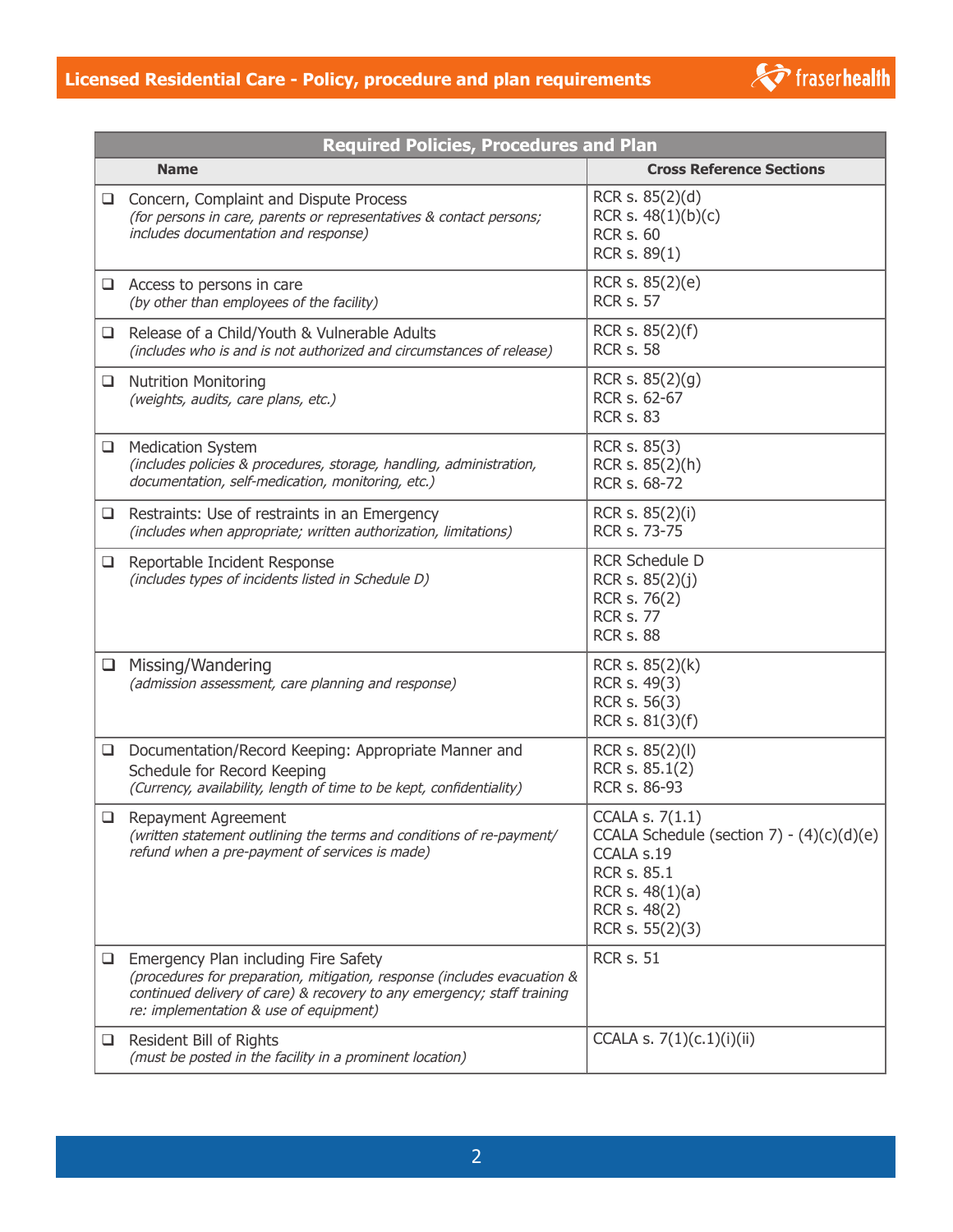| Required Policies, Procedures and Plan | |
|---|---|
| **Name** | **Cross Reference Sections** |
| ❑ Concern, Complaint and Dispute Process<br>*(for persons in care, parents or representatives & contact persons; includes documentation and response)* | RCR s. 85(2)(d)<br>RCR s. 48(1)(b)(c)<br>RCR s. 60<br>RCR s. 89(1) |
| ❑ Access to persons in care<br>*(by other than employees of the facility)* | RCR s. 85(2)(e)<br>RCR s. 57 |
| ❑ Release of a Child/Youth & Vulnerable Adults<br>*(includes who is and is not authorized and circumstances of release)* | RCR s. 85(2)(f)<br>RCR s. 58 |
| ❑ Nutrition Monitoring<br>*(weights, audits, care plans, etc.)* | RCR s. 85(2)(g)<br>RCR s. 62-67<br>RCR s. 83 |
| ❑ Medication System<br>*(includes policies & procedures, storage, handling, administration, documentation, self-medication, monitoring, etc.)* | RCR s. 85(3)<br>RCR s. 85(2)(h)<br>RCR s. 68-72 |
| ❑ Restraints: Use of restraints in an Emergency<br>*(includes when appropriate; written authorization, limitations)* | RCR s. 85(2)(i)<br>RCR s. 73-75 |
| ❑ Reportable Incident Response<br>*(includes types of incidents listed in Schedule D)* | RCR Schedule D<br>RCR s. 85(2)(j)<br>RCR s. 76(2)<br>RCR s. 77<br>RCR s. 88 |
| ❑ Missing/Wandering<br>*(admission assessment, care planning and response)* | RCR s. 85(2)(k)<br>RCR s. 49(3)<br>RCR s. 56(3)<br>RCR s. 81(3)(f) |
| ❑ Documentation/Record Keeping: Appropriate Manner and Schedule for Record Keeping<br>*(Currency, availability, length of time to be kept, confidentiality)* | RCR s. 85(2)(l)<br>RCR s. 85.1(2)<br>RCR s. 86-93 |
| ❑ Repayment Agreement<br>*(written statement outlining the terms and conditions of re-payment/ refund when a pre-payment of services is made)* | CCALA s. 7(1.1)<br>CCALA Schedule (section 7) - (4)(c)(d)(e)<br>CCALA s.19<br>RCR s. 85.1<br>RCR s. 48(1)(a)<br>RCR s. 48(2)<br>RCR s. 55(2)(3) |
| ❑ Emergency Plan including Fire Safety<br>*(procedures for preparation, mitigation, response (includes evacuation & continued delivery of care) & recovery to any emergency; staff training re: implementation & use of equipment)* | RCR s. 51 |
| ❑ Resident Bill of Rights<br>*(must be posted in the facility in a prominent location)* | CCALA s. 7(1)(c.1)(i)(ii) |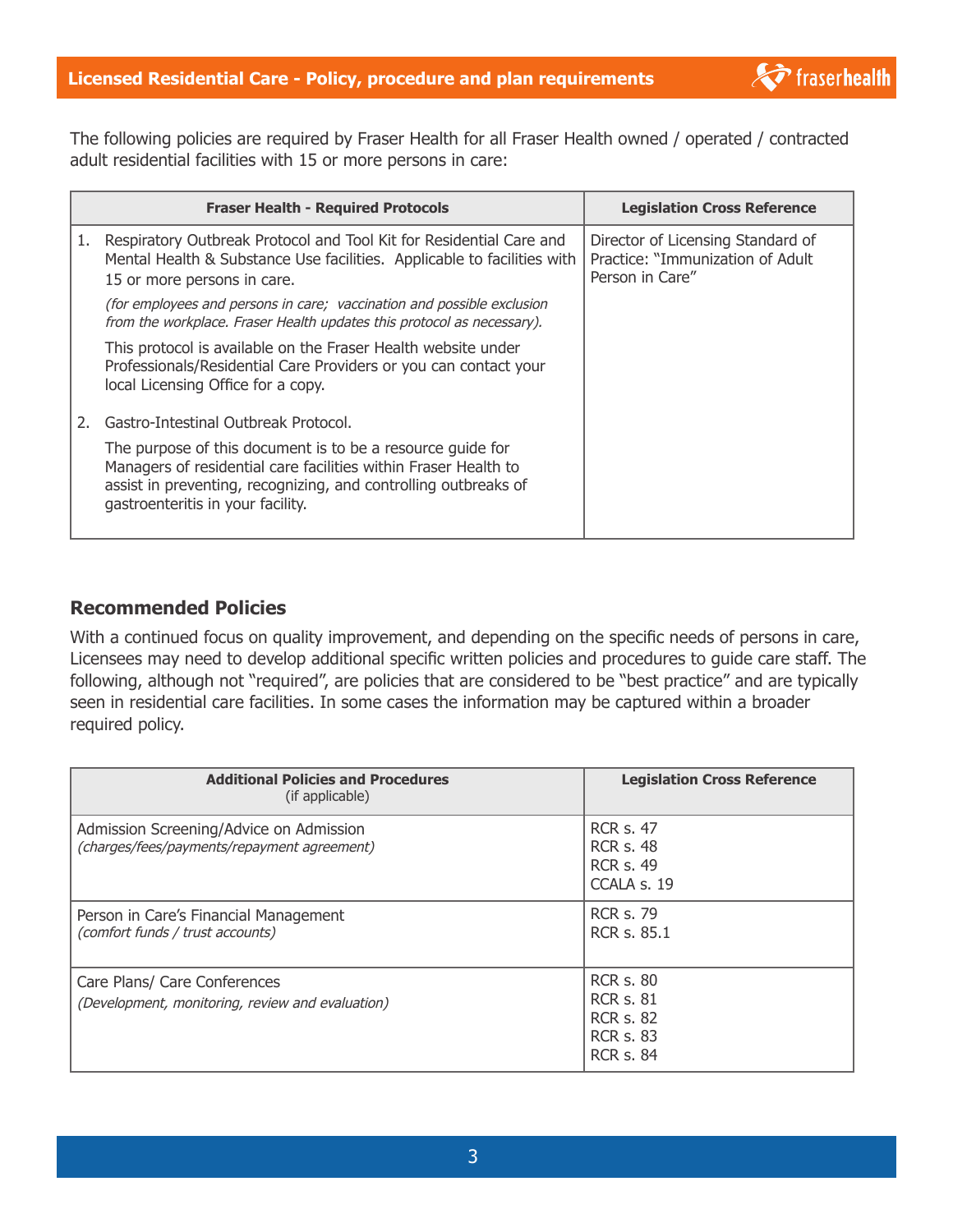The following policies are required by Fraser Health for all Fraser Health owned / operated / contracted adult residential facilities with 15 or more persons in care:

| Fraser Health - Required Protocols | Legislation Cross Reference |
| --- | --- |
| 1. Respiratory Outbreak Protocol and Tool Kit for Residential Care and Mental Health & Substance Use facilities. Applicable to facilities with 15 or more persons in care.<br>*(for employees and persons in care; vaccination and possible exclusion from the workplace. Fraser Health updates this protocol as necessary).*<br>This protocol is available on the Fraser Health website under Professionals/Residential Care Providers or you can contact your local Licensing Office for a copy.<br><br>2. Gastro-Intestinal Outbreak Protocol.<br>The purpose of this document is to be a resource guide for Managers of residential care facilities within Fraser Health to assist in preventing, recognizing, and controlling outbreaks of gastroenteritis in your facility. | Director of Licensing Standard of Practice: "Immunization of Adult Person in Care" |

## Recommended Policies

With a continued focus on quality improvement, and depending on the specific needs of persons in care, Licensees may need to develop additional specific written policies and procedures to guide care staff. The following, although not "required", are policies that are considered to be "best practice" and are typically seen in residential care facilities. In some cases the information may be captured within a broader required policy.

| Additional Policies and Procedures (if applicable) | Legislation Cross Reference |
| --- | --- |
| Admission Screening/Advice on Admission<br>*(charges/fees/payments/repayment agreement)* | RCR s. 47<br>RCR s. 48<br>RCR s. 49<br>CCALA s. 19 |
| Person in Care's Financial Management<br>*(comfort funds / trust accounts)* | RCR s. 79<br>RCR s. 85.1 |
| Care Plans/ Care Conferences<br>*(Development, monitoring, review and evaluation)* | RCR s. 80<br>RCR s. 81<br>RCR s. 82<br>RCR s. 83<br>RCR s. 84 |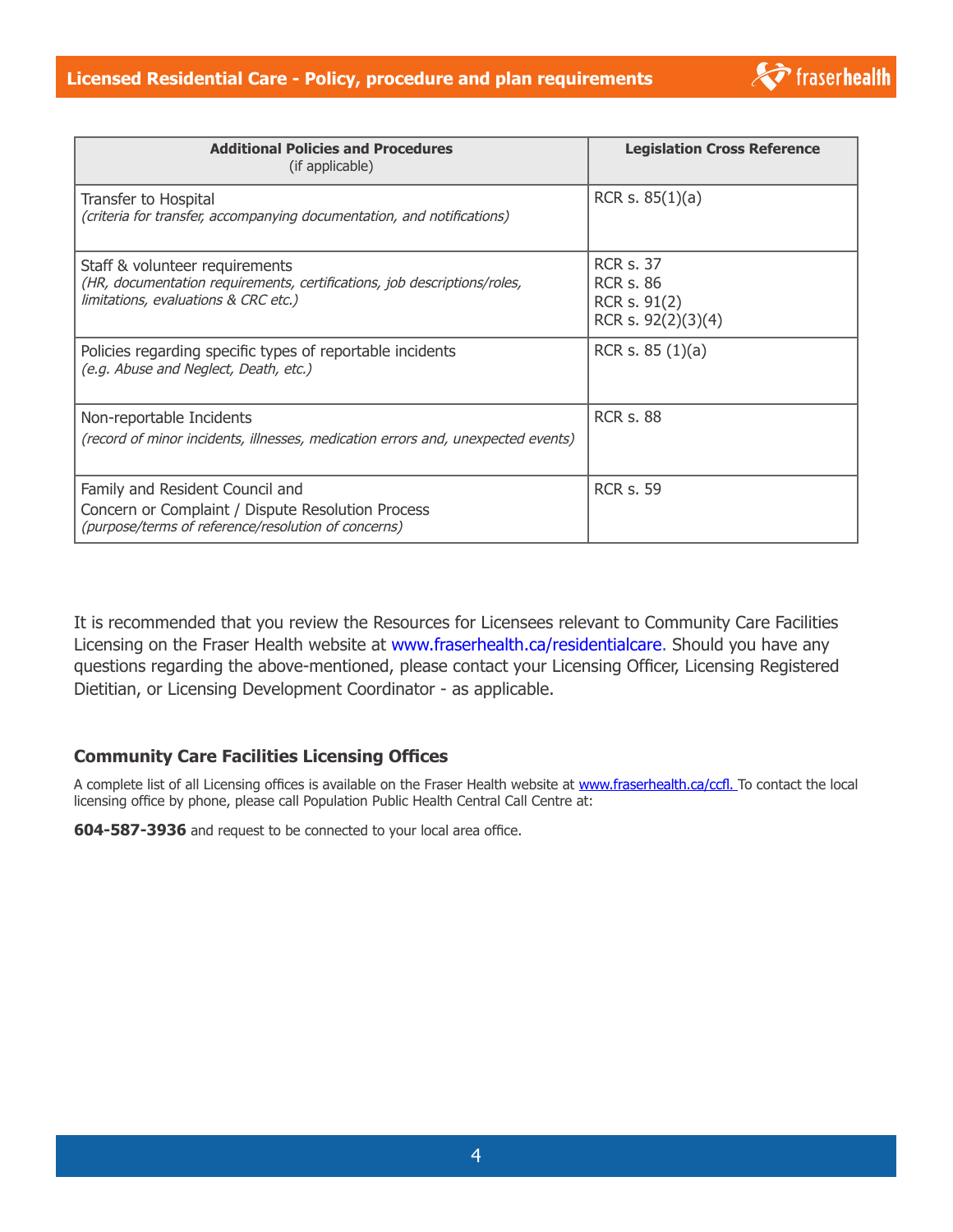| **Additional Policies and Procedures** (if applicable) | **Legislation Cross Reference** |
|---|---|
| Transfer to Hospital *(criteria for transfer, accompanying documentation, and notifications)* | RCR s. 85(1)(a) |
| Staff & volunteer requirements *(HR, documentation requirements, certifications, job descriptions/roles, limitations, evaluations & CRC etc.)* | RCR s. 37<br>RCR s. 86<br>RCR s. 91(2)<br>RCR s. 92(2)(3)(4) |
| Policies regarding specific types of reportable incidents *(e.g. Abuse and Neglect, Death, etc.)* | RCR s. 85 (1)(a) |
| Non-reportable Incidents *(record of minor incidents, illnesses, medication errors and, unexpected events)* | RCR s. 88 |
| Family and Resident Council and Concern or Complaint / Dispute Resolution Process *(purpose/terms of reference/resolution of concerns)* | RCR s. 59 |

It is recommended that you review the Resources for Licensees relevant to Community Care Facilities Licensing on the Fraser Health website at www.fraserhealth.ca/residentialcare. Should you have any questions regarding the above-mentioned, please contact your Licensing Officer, Licensing Registered Dietitian, or Licensing Development Coordinator - as applicable.

### Community Care Facilities Licensing Offices

A complete list of all Licensing offices is available on the Fraser Health website at www.fraserhealth.ca/ccfl. To contact the local licensing office by phone, please call Population Public Health Central Call Centre at:

**604-587-3936** and request to be connected to your local area office.